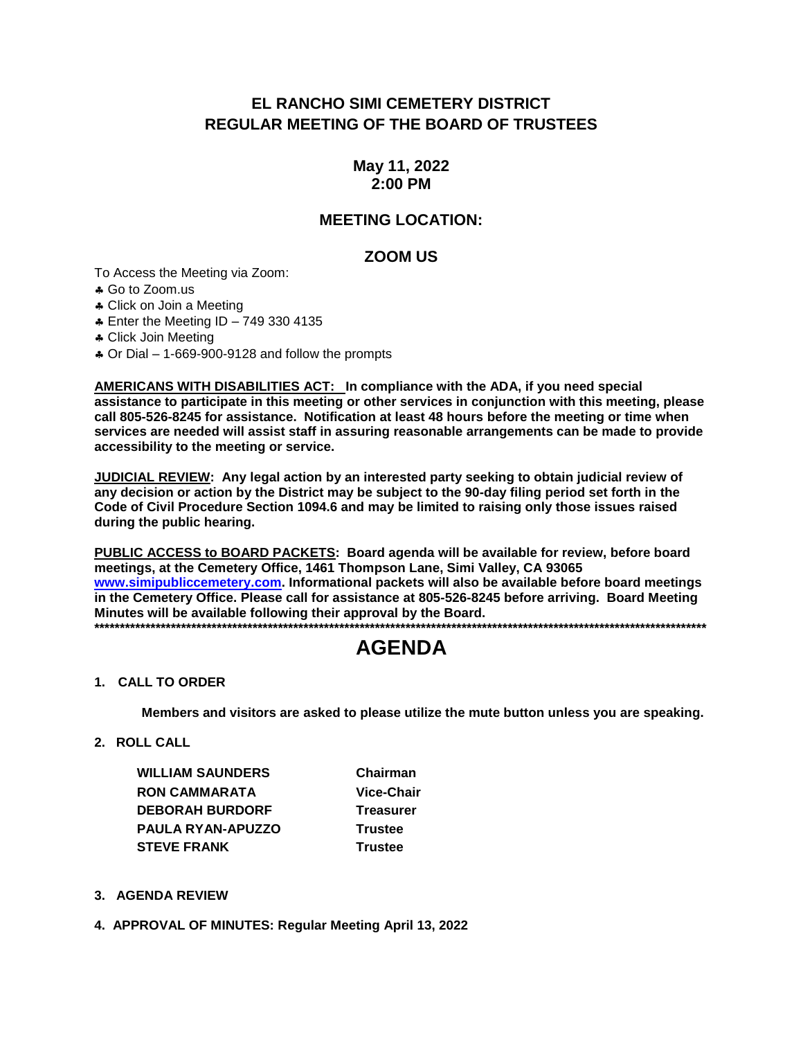# EL RANCHO SIMI CEMETERY DISTRICT
# REGULAR MEETING OF THE BOARD OF TRUSTEES

## May 11, 2022
## 2:00 PM

## MEETING LOCATION:

## ZOOM US

To Access the Meeting via Zoom:

- ♣ Go to Zoom.us
- ♣ Click on Join a Meeting
- ♣ Enter the Meeting ID – 749 330 4135
- ♣ Click Join Meeting
- ♣ Or Dial – 1-669-900-9128 and follow the prompts

**AMERICANS WITH DISABILITIES ACT: In compliance with the ADA, if you need special assistance to participate in this meeting or other services in conjunction with this meeting, please call 805-526-8245 for assistance. Notification at least 48 hours before the meeting or time when services are needed will assist staff in assuring reasonable arrangements can be made to provide accessibility to the meeting or service.**

**JUDICIAL REVIEW: Any legal action by an interested party seeking to obtain judicial review of any decision or action by the District may be subject to the 90-day filing period set forth in the Code of Civil Procedure Section 1094.6 and may be limited to raising only those issues raised during the public hearing.**

**PUBLIC ACCESS to BOARD PACKETS: Board agenda will be available for review, before board meetings, at the Cemetery Office, 1461 Thompson Lane, Simi Valley, CA 93065 www.simipubliccemetery.com. Informational packets will also be available before board meetings in the Cemetery Office. Please call for assistance at 805-526-8245 before arriving. Board Meeting Minutes will be available following their approval by the Board.**

***************************************************************************************************************************

# AGENDA

**1. CALL TO ORDER**

**Members and visitors are asked to please utilize the mute button unless you are speaking.**

**2. ROLL CALL**

| | |
|---|---|
| **WILLIAM SAUNDERS** | **Chairman** |
| **RON CAMMARATA** | **Vice-Chair** |
| **DEBORAH BURDORF** | **Treasurer** |
| **PAULA RYAN-APUZZO** | **Trustee** |
| **STEVE FRANK** | **Trustee** |

**3. AGENDA REVIEW**

**4. APPROVAL OF MINUTES: Regular Meeting April 13, 2022**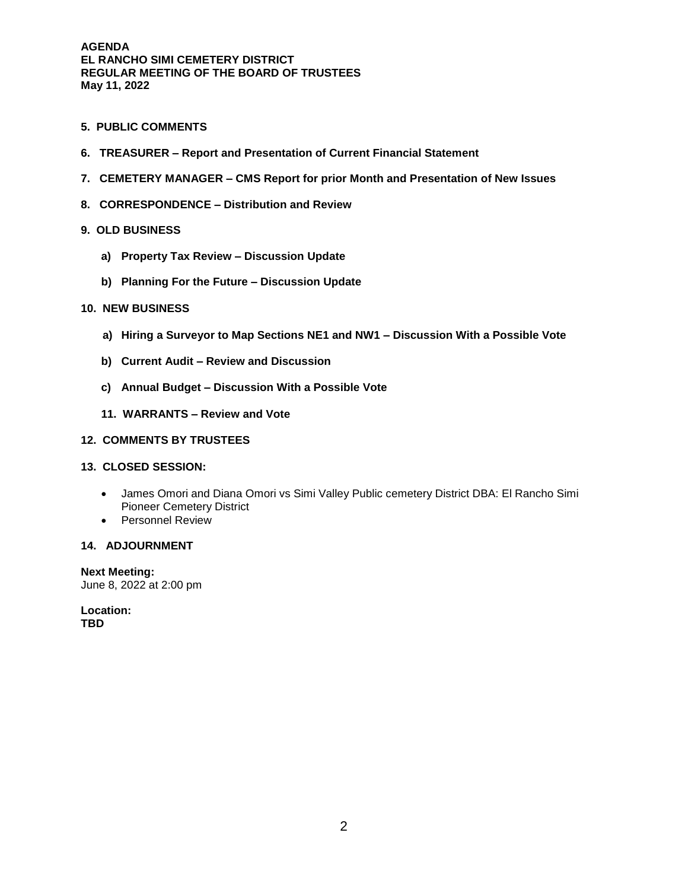**AGENDA**
**EL RANCHO SIMI CEMETERY DISTRICT**
**REGULAR MEETING OF THE BOARD OF TRUSTEES**
**May 11, 2022**

**5. PUBLIC COMMENTS**

**6. TREASURER – Report and Presentation of Current Financial Statement**

**7. CEMETERY MANAGER – CMS Report for prior Month and Presentation of New Issues**

**8. CORRESPONDENCE – Distribution and Review**

**9. OLD BUSINESS**

**a) Property Tax Review – Discussion Update**

**b) Planning For the Future – Discussion Update**

**10. NEW BUSINESS**

**a) Hiring a Surveyor to Map Sections NE1 and NW1 – Discussion With a Possible Vote**

**b) Current Audit – Review and Discussion**

**c) Annual Budget – Discussion With a Possible Vote**

**11. WARRANTS – Review and Vote**

**12. COMMENTS BY TRUSTEES**

**13. CLOSED SESSION:**

- James Omori and Diana Omori vs Simi Valley Public cemetery District DBA: El Rancho Simi Pioneer Cemetery District
- Personnel Review

**14. ADJOURNMENT**

**Next Meeting:**
June 8, 2022 at 2:00 pm

**Location:**
**TBD**